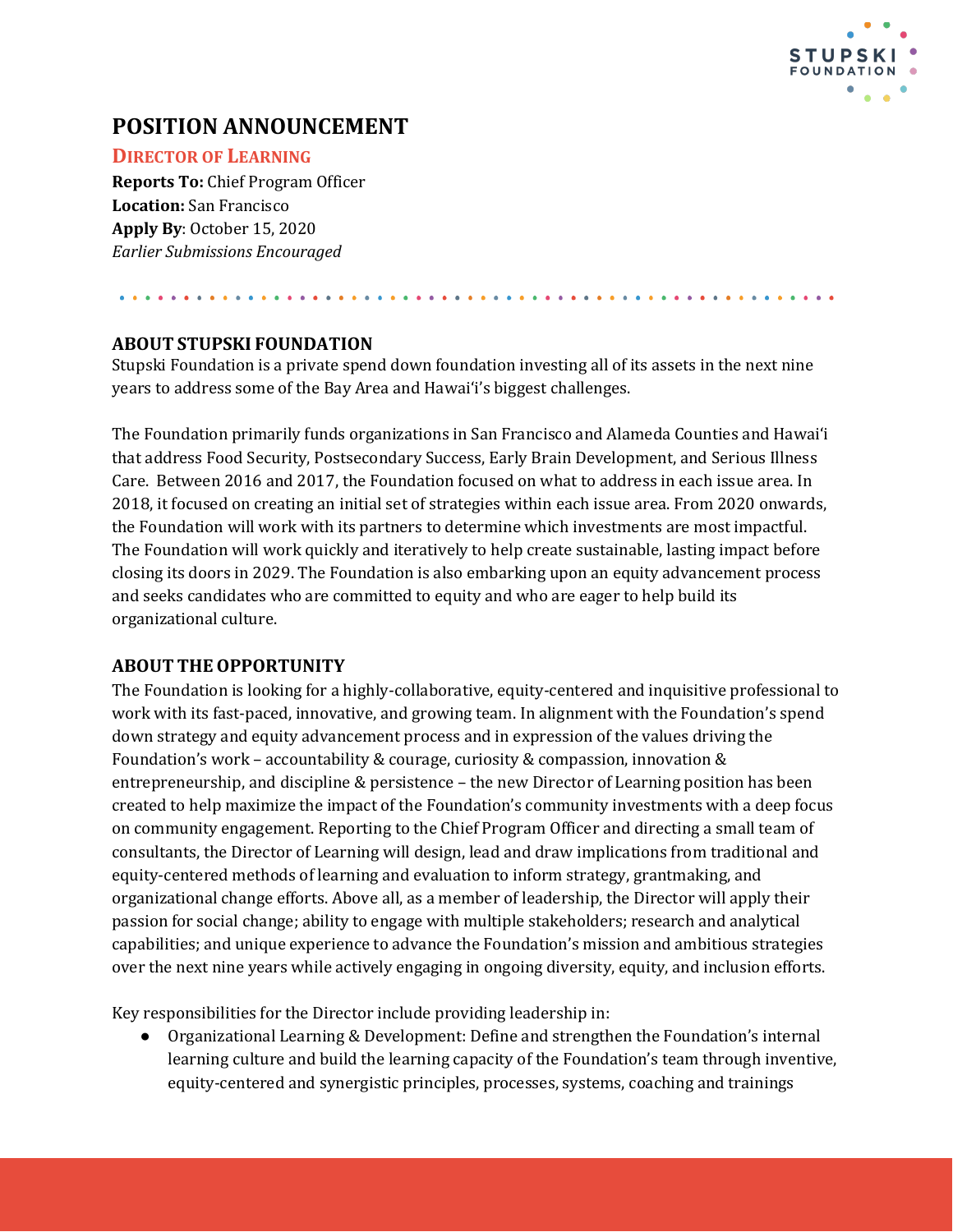# POSITION ANNOUNCEMENT

## DIRECTOR OF LEARNING

**Reports To:** Chief Program Officer
**Location:** San Francisco
**Apply By**: October 15, 2020
*Earlier Submissions Encouraged*

### ABOUT STUPSKI FOUNDATION

Stupski Foundation is a private spend down foundation investing all of its assets in the next nine years to address some of the Bay Area and Hawai'i's biggest challenges.

The Foundation primarily funds organizations in San Francisco and Alameda Counties and Hawai'i that address Food Security, Postsecondary Success, Early Brain Development, and Serious Illness Care. Between 2016 and 2017, the Foundation focused on what to address in each issue area. In 2018, it focused on creating an initial set of strategies within each issue area. From 2020 onwards, the Foundation will work with its partners to determine which investments are most impactful. The Foundation will work quickly and iteratively to help create sustainable, lasting impact before closing its doors in 2029. The Foundation is also embarking upon an equity advancement process and seeks candidates who are committed to equity and who are eager to help build its organizational culture.

### ABOUT THE OPPORTUNITY

The Foundation is looking for a highly-collaborative, equity-centered and inquisitive professional to work with its fast-paced, innovative, and growing team. In alignment with the Foundation's spend down strategy and equity advancement process and in expression of the values driving the Foundation's work – accountability & courage, curiosity & compassion, innovation & entrepreneurship, and discipline & persistence – the new Director of Learning position has been created to help maximize the impact of the Foundation's community investments with a deep focus on community engagement. Reporting to the Chief Program Officer and directing a small team of consultants, the Director of Learning will design, lead and draw implications from traditional and equity-centered methods of learning and evaluation to inform strategy, grantmaking, and organizational change efforts. Above all, as a member of leadership, the Director will apply their passion for social change; ability to engage with multiple stakeholders; research and analytical capabilities; and unique experience to advance the Foundation's mission and ambitious strategies over the next nine years while actively engaging in ongoing diversity, equity, and inclusion efforts.

Key responsibilities for the Director include providing leadership in:

- Organizational Learning & Development: Define and strengthen the Foundation's internal learning culture and build the learning capacity of the Foundation's team through inventive, equity-centered and synergistic principles, processes, systems, coaching and trainings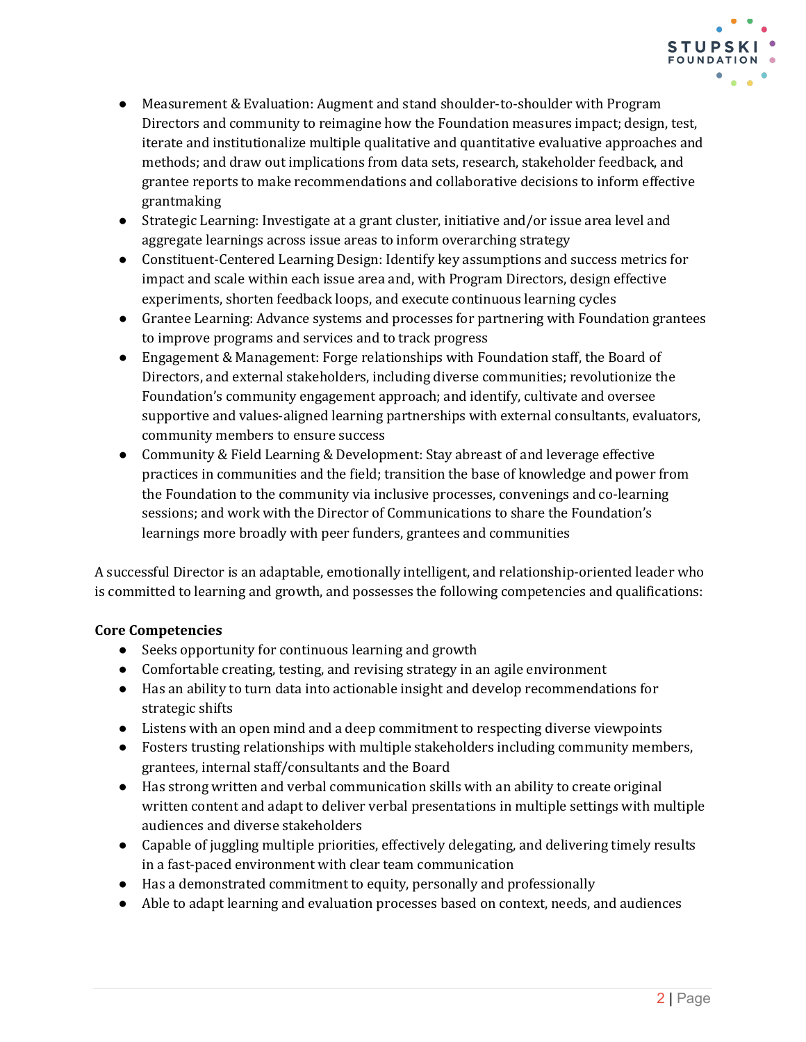- Measurement & Evaluation: Augment and stand shoulder-to-shoulder with Program Directors and community to reimagine how the Foundation measures impact; design, test, iterate and institutionalize multiple qualitative and quantitative evaluative approaches and methods; and draw out implications from data sets, research, stakeholder feedback, and grantee reports to make recommendations and collaborative decisions to inform effective grantmaking
- Strategic Learning: Investigate at a grant cluster, initiative and/or issue area level and aggregate learnings across issue areas to inform overarching strategy
- Constituent-Centered Learning Design: Identify key assumptions and success metrics for impact and scale within each issue area and, with Program Directors, design effective experiments, shorten feedback loops, and execute continuous learning cycles
- Grantee Learning: Advance systems and processes for partnering with Foundation grantees to improve programs and services and to track progress
- Engagement & Management: Forge relationships with Foundation staff, the Board of Directors, and external stakeholders, including diverse communities; revolutionize the Foundation's community engagement approach; and identify, cultivate and oversee supportive and values-aligned learning partnerships with external consultants, evaluators, community members to ensure success
- Community & Field Learning & Development: Stay abreast of and leverage effective practices in communities and the field; transition the base of knowledge and power from the Foundation to the community via inclusive processes, convenings and co-learning sessions; and work with the Director of Communications to share the Foundation's learnings more broadly with peer funders, grantees and communities

A successful Director is an adaptable, emotionally intelligent, and relationship-oriented leader who is committed to learning and growth, and possesses the following competencies and qualifications:

**Core Competencies**

- Seeks opportunity for continuous learning and growth
- Comfortable creating, testing, and revising strategy in an agile environment
- Has an ability to turn data into actionable insight and develop recommendations for strategic shifts
- Listens with an open mind and a deep commitment to respecting diverse viewpoints
- Fosters trusting relationships with multiple stakeholders including community members, grantees, internal staff/consultants and the Board
- Has strong written and verbal communication skills with an ability to create original written content and adapt to deliver verbal presentations in multiple settings with multiple audiences and diverse stakeholders
- Capable of juggling multiple priorities, effectively delegating, and delivering timely results in a fast-paced environment with clear team communication
- Has a demonstrated commitment to equity, personally and professionally
- Able to adapt learning and evaluation processes based on context, needs, and audiences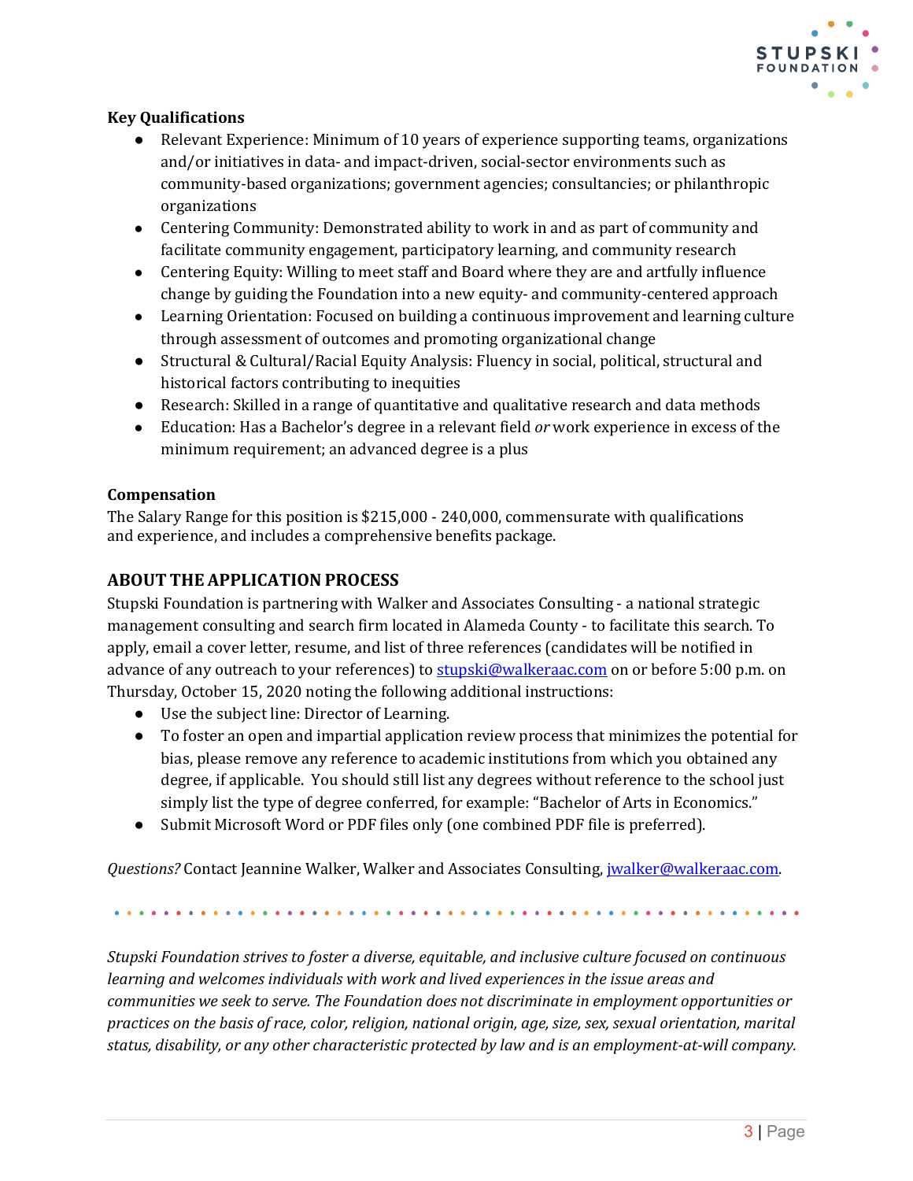**Key Qualifications**

- Relevant Experience: Minimum of 10 years of experience supporting teams, organizations and/or initiatives in data- and impact-driven, social-sector environments such as community-based organizations; government agencies; consultancies; or philanthropic organizations
- Centering Community: Demonstrated ability to work in and as part of community and facilitate community engagement, participatory learning, and community research
- Centering Equity: Willing to meet staff and Board where they are and artfully influence change by guiding the Foundation into a new equity- and community-centered approach
- Learning Orientation: Focused on building a continuous improvement and learning culture through assessment of outcomes and promoting organizational change
- Structural & Cultural/Racial Equity Analysis: Fluency in social, political, structural and historical factors contributing to inequities
- Research: Skilled in a range of quantitative and qualitative research and data methods
- Education: Has a Bachelor's degree in a relevant field *or* work experience in excess of the minimum requirement; an advanced degree is a plus

**Compensation**

The Salary Range for this position is $215,000 - 240,000, commensurate with qualifications and experience, and includes a comprehensive benefits package.

## ABOUT THE APPLICATION PROCESS

Stupski Foundation is partnering with Walker and Associates Consulting - a national strategic management consulting and search firm located in Alameda County - to facilitate this search. To apply, email a cover letter, resume, and list of three references (candidates will be notified in advance of any outreach to your references) to stupski@walkeraac.com on or before 5:00 p.m. on Thursday, October 15, 2020 noting the following additional instructions:

- Use the subject line: Director of Learning.
- To foster an open and impartial application review process that minimizes the potential for bias, please remove any reference to academic institutions from which you obtained any degree, if applicable. You should still list any degrees without reference to the school just simply list the type of degree conferred, for example: "Bachelor of Arts in Economics."
- Submit Microsoft Word or PDF files only (one combined PDF file is preferred).

*Questions?* Contact Jeannine Walker, Walker and Associates Consulting, jwalker@walkeraac.com.

*Stupski Foundation strives to foster a diverse, equitable, and inclusive culture focused on continuous learning and welcomes individuals with work and lived experiences in the issue areas and communities we seek to serve. The Foundation does not discriminate in employment opportunities or practices on the basis of race, color, religion, national origin, age, size, sex, sexual orientation, marital status, disability, or any other characteristic protected by law and is an employment-at-will company.*